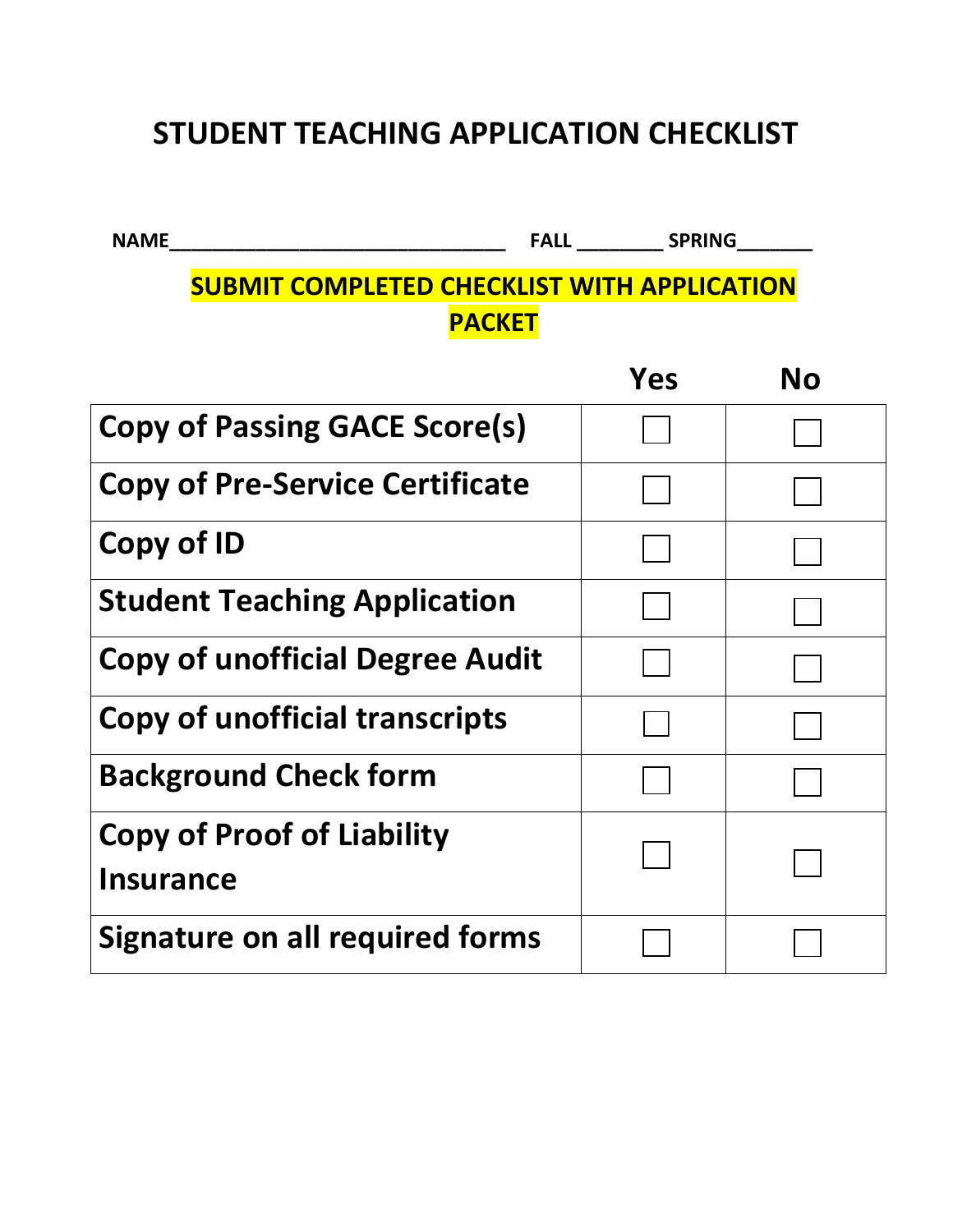# STUDENT TEACHING APPLICATION CHECKLIST

**NAME**_______________________________ **FALL** ________ **SPRING**_______

**SUBMIT COMPLETED CHECKLIST WITH APPLICATION PACKET**

| | Yes | No |
|---|---|---|
| **Copy of Passing GACE Score(s)** | ☐ | ☐ |
| **Copy of Pre-Service Certificate** | ☐ | ☐ |
| **Copy of ID** | ☐ | ☐ |
| **Student Teaching Application** | ☐ | ☐ |
| **Copy of unofficial Degree Audit** | ☐ | ☐ |
| **Copy of unofficial transcripts** | ☐ | ☐ |
| **Background Check form** | ☐ | ☐ |
| **Copy of Proof of Liability Insurance** | ☐ | ☐ |
| **Signature on all required forms** | ☐ | ☐ |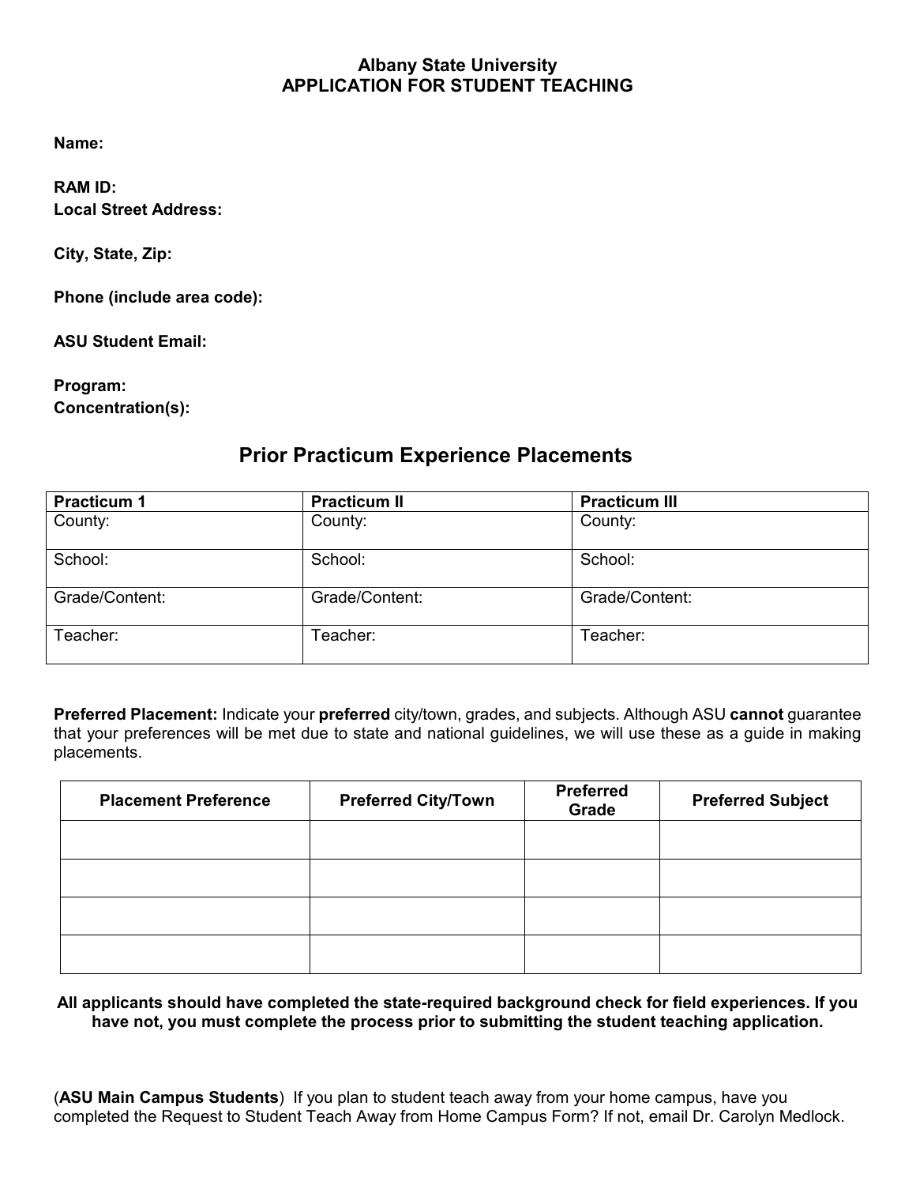**Albany State University**
**APPLICATION FOR STUDENT TEACHING**

**Name:**

**RAM ID:**
**Local Street Address:**

**City, State, Zip:**

**Phone (include area code):**

**ASU Student Email:**

**Program:**
**Concentration(s):**

## Prior Practicum Experience Placements

| Practicum 1 | Practicum II | Practicum III |
|---|---|---|
| County: | County: | County: |
| School: | School: | School: |
| Grade/Content: | Grade/Content: | Grade/Content: |
| Teacher: | Teacher: | Teacher: |

**Preferred Placement:** Indicate your **preferred** city/town, grades, and subjects. Although ASU **cannot** guarantee that your preferences will be met due to state and national guidelines, we will use these as a guide in making placements.

| Placement Preference | Preferred City/Town | Preferred Grade | Preferred Subject |
|---|---|---|---|
| | | | |
| | | | |
| | | | |
| | | | |

**All applicants should have completed the state-required background check for field experiences. If you have not, you must complete the process prior to submitting the student teaching application.**

(**ASU Main Campus Students**) If you plan to student teach away from your home campus, have you completed the Request to Student Teach Away from Home Campus Form? If not, email Dr. Carolyn Medlock.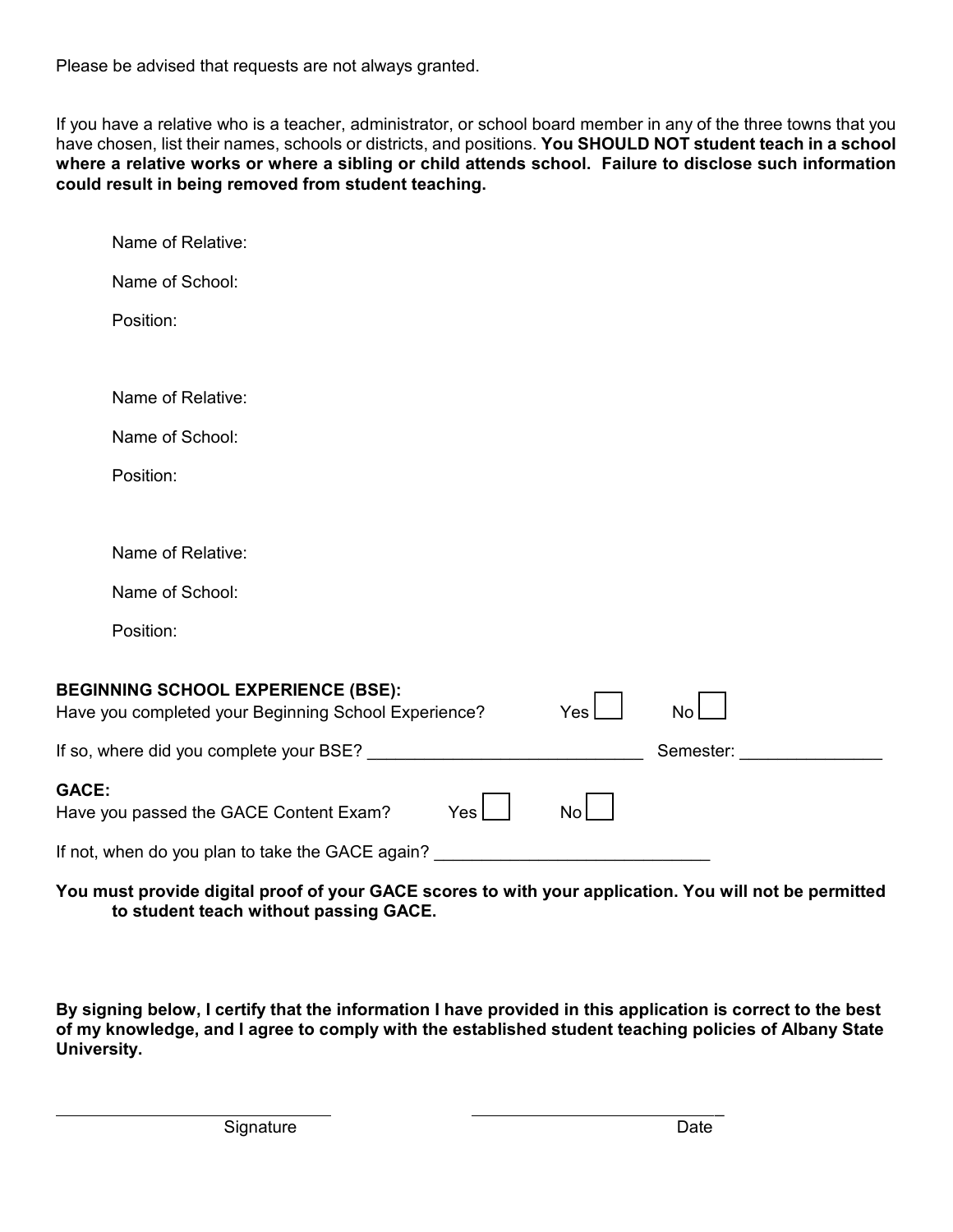Please be advised that requests are not always granted.

If you have a relative who is a teacher, administrator, or school board member in any of the three towns that you have chosen, list their names, schools or districts, and positions. **You SHOULD NOT student teach in a school where a relative works or where a sibling or child attends school. Failure to disclose such information could result in being removed from student teaching.**

Name of Relative:

Name of School:

Position:

Name of Relative:

Name of School:

Position:

Name of Relative:

Name of School:

Position:

**BEGINNING SCHOOL EXPERIENCE (BSE):**

Have you completed your Beginning School Experience? Yes ☐ No ☐

If so, where did you complete your BSE? ____________________________ Semester: _______________

**GACE:**

Have you passed the GACE Content Exam? Yes ☐ No ☐

If not, when do you plan to take the GACE again? ____________________________

**You must provide digital proof of your GACE scores to with your application. You will not be permitted to student teach without passing GACE.**

**By signing below, I certify that the information I have provided in this application is correct to the best of my knowledge, and I agree to comply with the established student teaching policies of Albany State University.**

____________________________ ____________________________

Signature Date